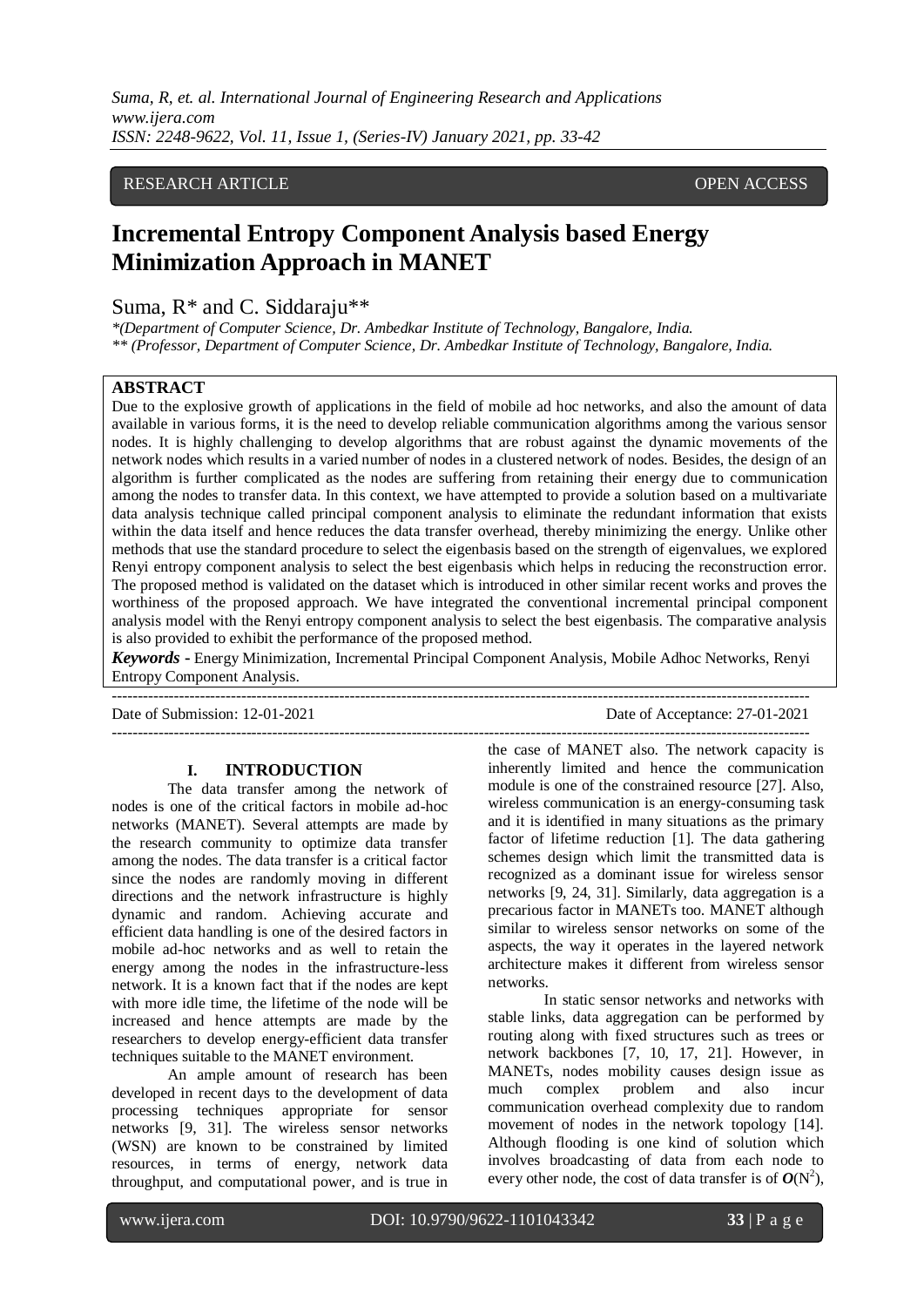RESEARCH ARTICLE OPEN ACCESS

# Incremental Entropy Component Analysis based Energy Minimization Approach in MANET

Suma, R* and C. Siddaraju**

*(Department of Computer Science, Dr. Ambedkar Institute of Technology, Bangalore, India.*
*** (Professor, Department of Computer Science, Dr. Ambedkar Institute of Technology, Bangalore, India.*

**ABSTRACT**

Due to the explosive growth of applications in the field of mobile ad hoc networks, and also the amount of data available in various forms, it is the need to develop reliable communication algorithms among the various sensor nodes. It is highly challenging to develop algorithms that are robust against the dynamic movements of the network nodes which results in a varied number of nodes in a clustered network of nodes. Besides, the design of an algorithm is further complicated as the nodes are suffering from retaining their energy due to communication among the nodes to transfer data. In this context, we have attempted to provide a solution based on a multivariate data analysis technique called principal component analysis to eliminate the redundant information that exists within the data itself and hence reduces the data transfer overhead, thereby minimizing the energy. Unlike other methods that use the standard procedure to select the eigenbasis based on the strength of eigenvalues, we explored Renyi entropy component analysis to select the best eigenbasis which helps in reducing the reconstruction error. The proposed method is validated on the dataset which is introduced in other similar recent works and proves the worthiness of the proposed approach. We have integrated the conventional incremental principal component analysis model with the Renyi entropy component analysis to select the best eigenbasis. The comparative analysis is also provided to exhibit the performance of the proposed method.

***Keywords*** **-** Energy Minimization, Incremental Principal Component Analysis, Mobile Adhoc Networks, Renyi Entropy Component Analysis.

---

Date of Submission: 12-01-2021 Date of Acceptance: 27-01-2021

---

## I. INTRODUCTION

The data transfer among the network of nodes is one of the critical factors in mobile ad-hoc networks (MANET). Several attempts are made by the research community to optimize data transfer among the nodes. The data transfer is a critical factor since the nodes are randomly moving in different directions and the network infrastructure is highly dynamic and random. Achieving accurate and efficient data handling is one of the desired factors in mobile ad-hoc networks and as well to retain the energy among the nodes in the infrastructure-less network. It is a known fact that if the nodes are kept with more idle time, the lifetime of the node will be increased and hence attempts are made by the researchers to develop energy-efficient data transfer techniques suitable to the MANET environment.

An ample amount of research has been developed in recent days to the development of data processing techniques appropriate for sensor networks [9, 31]. The wireless sensor networks (WSN) are known to be constrained by limited resources, in terms of energy, network data throughput, and computational power, and is true in the case of MANET also. The network capacity is inherently limited and hence the communication module is one of the constrained resource [27]. Also, wireless communication is an energy-consuming task and it is identified in many situations as the primary factor of lifetime reduction [1]. The data gathering schemes design which limit the transmitted data is recognized as a dominant issue for wireless sensor networks [9, 24, 31]. Similarly, data aggregation is a precarious factor in MANETs too. MANET although similar to wireless sensor networks on some of the aspects, the way it operates in the layered network architecture makes it different from wireless sensor networks.

In static sensor networks and networks with stable links, data aggregation can be performed by routing along with fixed structures such as trees or network backbones [7, 10, 17, 21]. However, in MANETs, nodes mobility causes design issue as much complex problem and also incur communication overhead complexity due to random movement of nodes in the network topology [14]. Although flooding is one kind of solution which involves broadcasting of data from each node to every other node, the cost of data transfer is of $O(N^2)$,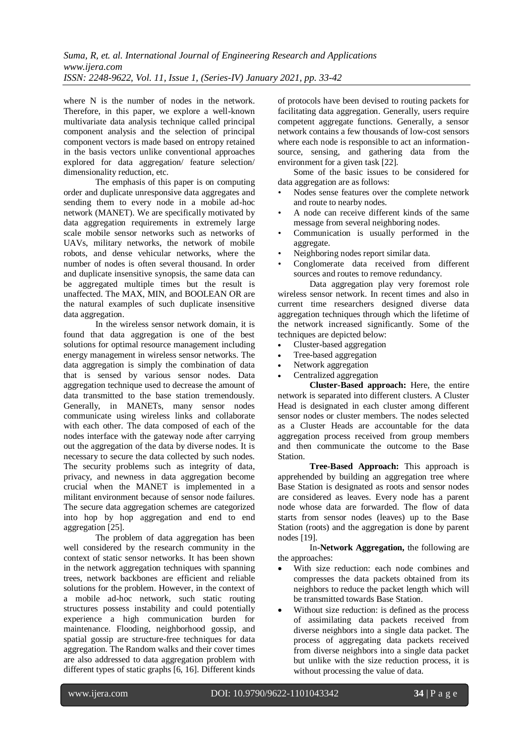where N is the number of nodes in the network. Therefore, in this paper, we explore a well-known multivariate data analysis technique called principal component analysis and the selection of principal component vectors is made based on entropy retained in the basis vectors unlike conventional approaches explored for data aggregation/ feature selection/ dimensionality reduction, etc.

The emphasis of this paper is on computing order and duplicate unresponsive data aggregates and sending them to every node in a mobile ad-hoc network (MANET). We are specifically motivated by data aggregation requirements in extremely large scale mobile sensor networks such as networks of UAVs, military networks, the network of mobile robots, and dense vehicular networks, where the number of nodes is often several thousand. In order and duplicate insensitive synopsis, the same data can be aggregated multiple times but the result is unaffected. The MAX, MIN, and BOOLEAN OR are the natural examples of such duplicate insensitive data aggregation.

In the wireless sensor network domain, it is found that data aggregation is one of the best solutions for optimal resource management including energy management in wireless sensor networks. The data aggregation is simply the combination of data that is sensed by various sensor nodes. Data aggregation technique used to decrease the amount of data transmitted to the base station tremendously. Generally, in MANETs, many sensor nodes communicate using wireless links and collaborate with each other. The data composed of each of the nodes interface with the gateway node after carrying out the aggregation of the data by diverse nodes. It is necessary to secure the data collected by such nodes. The security problems such as integrity of data, privacy, and newness in data aggregation become crucial when the MANET is implemented in a militant environment because of sensor node failures. The secure data aggregation schemes are categorized into hop by hop aggregation and end to end aggregation [25].

The problem of data aggregation has been well considered by the research community in the context of static sensor networks. It has been shown in the network aggregation techniques with spanning trees, network backbones are efficient and reliable solutions for the problem. However, in the context of a mobile ad-hoc network, such static routing structures possess instability and could potentially experience a high communication burden for maintenance. Flooding, neighborhood gossip, and spatial gossip are structure-free techniques for data aggregation. The Random walks and their cover times are also addressed to data aggregation problem with different types of static graphs [6, 16]. Different kinds of protocols have been devised to routing packets for facilitating data aggregation. Generally, users require competent aggregate functions. Generally, a sensor network contains a few thousands of low-cost sensors where each node is responsible to act an information-source, sensing, and gathering data from the environment for a given task [22].

Some of the basic issues to be considered for data aggregation are as follows:

- Nodes sense features over the complete network and route to nearby nodes.
- A node can receive different kinds of the same message from several neighboring nodes.
- Communication is usually performed in the aggregate.
- Neighboring nodes report similar data.
- Conglomerate data received from different sources and routes to remove redundancy.

Data aggregation play very foremost role wireless sensor network. In recent times and also in current time researchers designed diverse data aggregation techniques through which the lifetime of the network increased significantly. Some of the techniques are depicted below:

- Cluster-based aggregation
- Tree-based aggregation
- Network aggregation
- Centralized aggregation

**Cluster-Based approach:** Here, the entire network is separated into different clusters. A Cluster Head is designated in each cluster among different sensor nodes or cluster members. The nodes selected as a Cluster Heads are accountable for the data aggregation process received from group members and then communicate the outcome to the Base Station.

**Tree-Based Approach:** This approach is apprehended by building an aggregation tree where Base Station is designated as roots and sensor nodes are considered as leaves. Every node has a parent node whose data are forwarded. The flow of data starts from sensor nodes (leaves) up to the Base Station (roots) and the aggregation is done by parent nodes [19].

In-**Network Aggregation,** the following are the approaches:

- With size reduction: each node combines and compresses the data packets obtained from its neighbors to reduce the packet length which will be transmitted towards Base Station.
- Without size reduction: is defined as the process of assimilating data packets received from diverse neighbors into a single data packet. The process of aggregating data packets received from diverse neighbors into a single data packet but unlike with the size reduction process, it is without processing the value of data.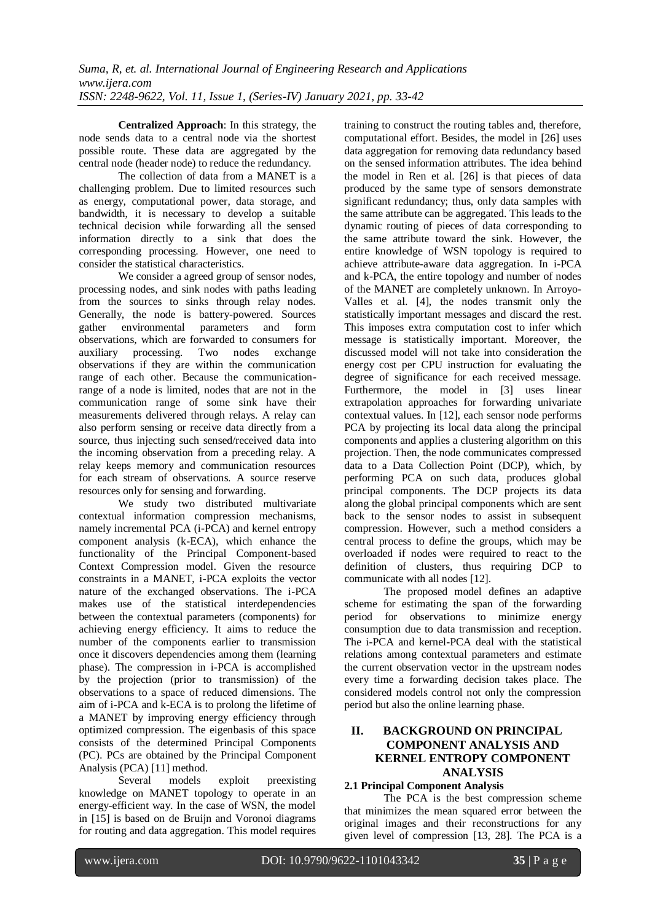**Centralized Approach**: In this strategy, the node sends data to a central node via the shortest possible route. These data are aggregated by the central node (header node) to reduce the redundancy.

The collection of data from a MANET is a challenging problem. Due to limited resources such as energy, computational power, data storage, and bandwidth, it is necessary to develop a suitable technical decision while forwarding all the sensed information directly to a sink that does the corresponding processing. However, one need to consider the statistical characteristics.

We consider a agreed group of sensor nodes, processing nodes, and sink nodes with paths leading from the sources to sinks through relay nodes. Generally, the node is battery-powered. Sources gather environmental parameters and form observations, which are forwarded to consumers for auxiliary processing. Two nodes exchange observations if they are within the communication range of each other. Because the communication-range of a node is limited, nodes that are not in the communication range of some sink have their measurements delivered through relays. A relay can also perform sensing or receive data directly from a source, thus injecting such sensed/received data into the incoming observation from a preceding relay. A relay keeps memory and communication resources for each stream of observations. A source reserve resources only for sensing and forwarding.

We study two distributed multivariate contextual information compression mechanisms, namely incremental PCA (i-PCA) and kernel entropy component analysis (k-ECA), which enhance the functionality of the Principal Component-based Context Compression model. Given the resource constraints in a MANET, i-PCA exploits the vector nature of the exchanged observations. The i-PCA makes use of the statistical interdependencies between the contextual parameters (components) for achieving energy efficiency. It aims to reduce the number of the components earlier to transmission once it discovers dependencies among them (learning phase). The compression in i-PCA is accomplished by the projection (prior to transmission) of the observations to a space of reduced dimensions. The aim of i-PCA and k-ECA is to prolong the lifetime of a MANET by improving energy efficiency through optimized compression. The eigenbasis of this space consists of the determined Principal Components (PC). PCs are obtained by the Principal Component Analysis (PCA) [11] method.

Several models exploit preexisting knowledge on MANET topology to operate in an energy-efficient way. In the case of WSN, the model in [15] is based on de Bruijn and Voronoi diagrams for routing and data aggregation. This model requires training to construct the routing tables and, therefore, computational effort. Besides, the model in [26] uses data aggregation for removing data redundancy based on the sensed information attributes. The idea behind the model in Ren et al. [26] is that pieces of data produced by the same type of sensors demonstrate significant redundancy; thus, only data samples with the same attribute can be aggregated. This leads to the dynamic routing of pieces of data corresponding to the same attribute toward the sink. However, the entire knowledge of WSN topology is required to achieve attribute-aware data aggregation. In i-PCA and k-PCA, the entire topology and number of nodes of the MANET are completely unknown. In Arroyo-Valles et al. [4], the nodes transmit only the statistically important messages and discard the rest. This imposes extra computation cost to infer which message is statistically important. Moreover, the discussed model will not take into consideration the energy cost per CPU instruction for evaluating the degree of significance for each received message. Furthermore, the model in [3] uses linear extrapolation approaches for forwarding univariate contextual values. In [12], each sensor node performs PCA by projecting its local data along the principal components and applies a clustering algorithm on this projection. Then, the node communicates compressed data to a Data Collection Point (DCP), which, by performing PCA on such data, produces global principal components. The DCP projects its data along the global principal components which are sent back to the sensor nodes to assist in subsequent compression. However, such a method considers a central process to define the groups, which may be overloaded if nodes were required to react to the definition of clusters, thus requiring DCP to communicate with all nodes [12].

The proposed model defines an adaptive scheme for estimating the span of the forwarding period for observations to minimize energy consumption due to data transmission and reception. The i-PCA and kernel-PCA deal with the statistical relations among contextual parameters and estimate the current observation vector in the upstream nodes every time a forwarding decision takes place. The considered models control not only the compression period but also the online learning phase.

## II. BACKGROUND ON PRINCIPAL COMPONENT ANALYSIS AND KERNEL ENTROPY COMPONENT ANALYSIS

### 2.1 Principal Component Analysis

The PCA is the best compression scheme that minimizes the mean squared error between the original images and their reconstructions for any given level of compression [13, 28]. The PCA is a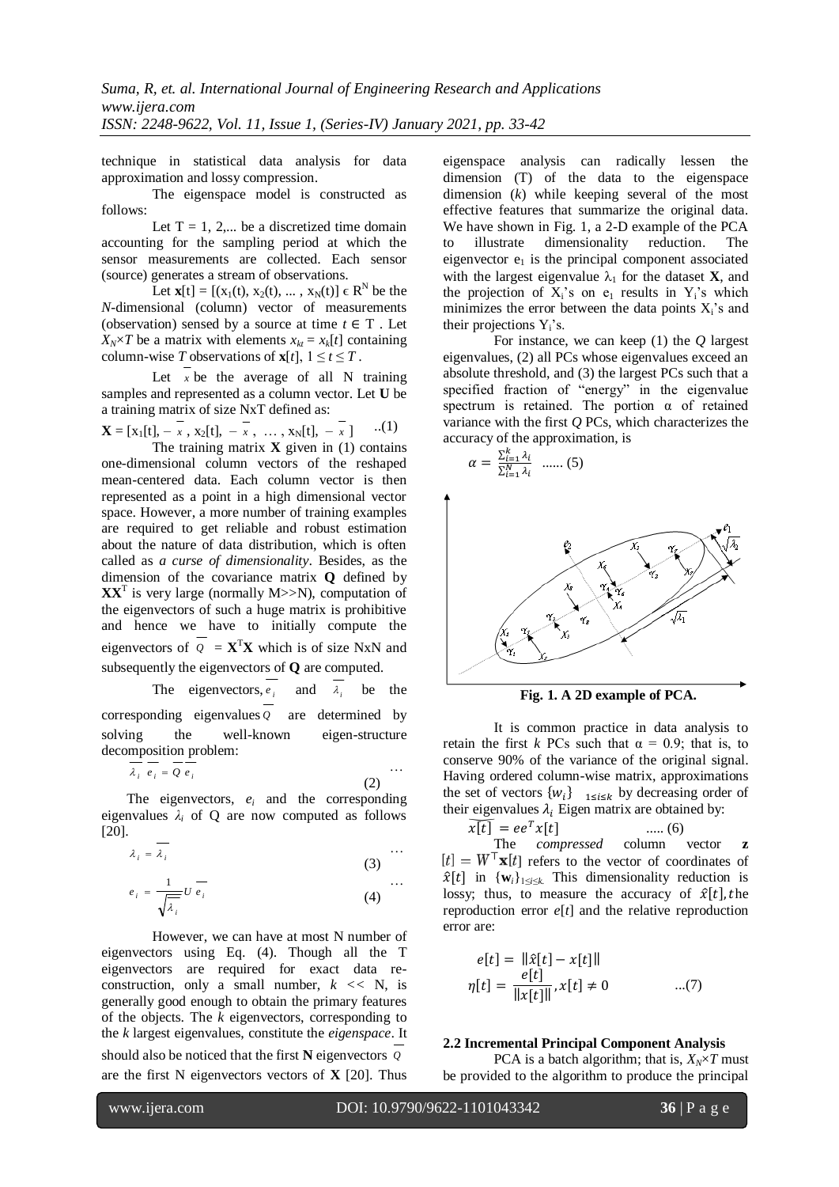technique in statistical data analysis for data approximation and lossy compression.

The eigenspace model is constructed as follows:

Let T = 1, 2,... be a discretized time domain accounting for the sampling period at which the sensor measurements are collected. Each sensor (source) generates a stream of observations.

Let $\mathbf{x}[t] = [(x_1(t), x_2(t), \dots, x_N(t)] \in R^N$ be the *N*-dimensional (column) vector of measurements (observation) sensed by a source at time $t \in$ T . Let $X_N{\times}T$ be a matrix with elements $x_{kt} = x_k[t]$ containing column-wise *T* observations of $\mathbf{x}[t]$, $1 \le t \le T$.

Let $\overline{x}$ be the average of all N training samples and represented as a column vector. Let **U** be a training matrix of size NxT defined as:

$$\mathbf{X} = [x_1[t], -\overline{x}, x_2[t], -\overline{x}, \dots, x_N[t], -\overline{x}] \quad ..(1)$$

The training matrix **X** given in (1) contains one-dimensional column vectors of the reshaped mean-centered data. Each column vector is then represented as a point in a high dimensional vector space. However, a more number of training examples are required to get reliable and robust estimation about the nature of data distribution, which is often called as *a curse of dimensionality*. Besides, as the dimension of the covariance matrix **Q** defined by $\mathbf{X}\mathbf{X}^T$ is very large (normally M>>N), computation of the eigenvectors of such a huge matrix is prohibitive and hence we have to initially compute the eigenvectors of $\overline{Q} = \mathbf{X}^T\mathbf{X}$ which is of size NxN and subsequently the eigenvectors of **Q** are computed.

The eigenvectors, $\overline{e_i}$ and $\overline{\lambda_i}$ be the corresponding eigenvalues $\overline{Q}$ are determined by solving the well-known eigen-structure decomposition problem:

$$\overline{\lambda_i}\ \overline{e_i} = \overline{Q}\ \overline{e_i} \quad \dots (2)$$

The eigenvectors, $e_i$ and the corresponding eigenvalues $\lambda_i$ of Q are now computed as follows [20].

$$\lambda_i = \overline{\lambda_i} \quad \dots (3)$$

$$e_i = \frac{1}{\sqrt{\overline{\lambda_i}}} U\, \overline{e_i} \quad \dots (4)$$

However, we can have at most N number of eigenvectors using Eq. (4). Though all the T eigenvectors are required for exact data re-construction, only a small number, $k << N$, is generally good enough to obtain the primary features of the objects. The *k* eigenvectors, corresponding to the *k* largest eigenvalues, constitute the *eigenspace*. It should also be noticed that the first **N** eigenvectors $\overline{Q}$ are the first N eigenvectors vectors of **X** [20]. Thus eigenspace analysis can radically lessen the dimension (T) of the data to the eigenspace dimension (*k*) while keeping several of the most effective features that summarize the original data. We have shown in Fig. 1, a 2-D example of the PCA to illustrate dimensionality reduction. The eigenvector $e_1$ is the principal component associated with the largest eigenvalue $\lambda_1$ for the dataset **X**, and the projection of $X_i$'s on $e_1$ results in $Y_i$'s which minimizes the error between the data points $X_i$'s and their projections $Y_i$'s.

For instance, we can keep (1) the *Q* largest eigenvalues, (2) all PCs whose eigenvalues exceed an absolute threshold, and (3) the largest PCs such that a specified fraction of "energy" in the eigenvalue spectrum is retained. The portion α of retained variance with the first *Q* PCs, which characterizes the accuracy of the approximation, is

$$\alpha = \frac{\sum_{i=1}^{k}\lambda_i}{\sum_{i=1}^{N}\lambda_i} \quad \dots\dots (5)$$

**Fig. 1. A 2D example of PCA.**

It is common practice in data analysis to retain the first *k* PCs such that α = 0.9; that is, to conserve 90% of the variance of the original signal. Having ordered column-wise matrix, approximations the set of vectors $\{w_i\}_{1\le i\le k}$ by decreasing order of their eigenvalues $\lambda_i$ Eigen matrix are obtained by:

$$\overline{x[t]} = ee^T x[t] \quad \dots\dots (6)$$

The *compressed* column vector $\mathbf{z}[t] = W^\top \mathbf{x}[t]$ refers to the vector of coordinates of $\hat{x}[t]$ in $\{\mathbf{w}_i\}_{1\le i\le k}$. This dimensionality reduction is lossy; thus, to measure the accuracy of $\hat{x}[t]$, the reproduction error $e[t]$ and the relative reproduction error are:

$$e[t] = \|\hat{x}[t] - x[t]\|$$
$$\eta[t] = \frac{e[t]}{\|x[t]\|}, x[t] \neq 0 \quad \dots(7)$$

### 2.2 Incremental Principal Component Analysis

PCA is a batch algorithm; that is, $X_N{\times}T$ must be provided to the algorithm to produce the principal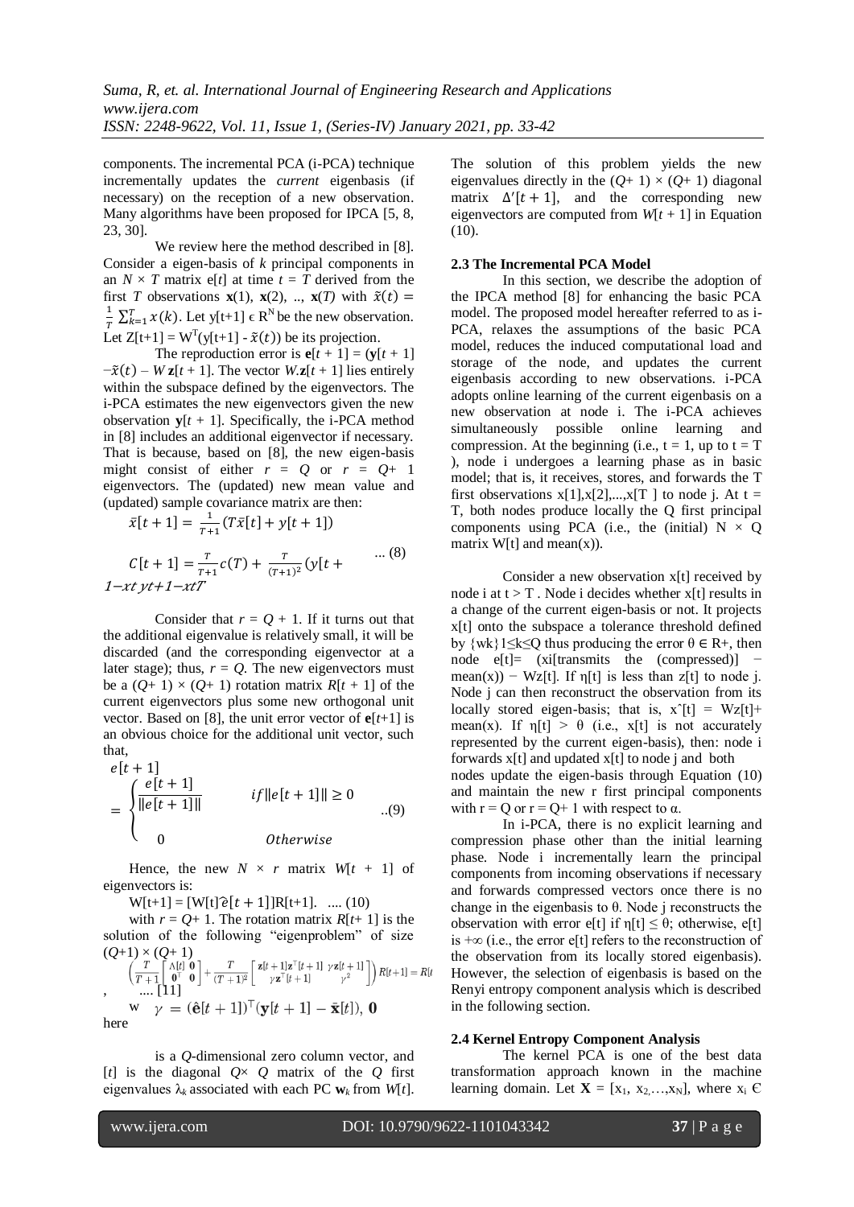components. The incremental PCA (i-PCA) technique incrementally updates the *current* eigenbasis (if necessary) on the reception of a new observation. Many algorithms have been proposed for IPCA [5, 8, 23, 30].

We review here the method described in [8]. Consider a eigen-basis of $k$ principal components in an $N \times T$ matrix e[$t$] at time $t = T$ derived from the first $T$ observations $\mathbf{x}(1)$, $\mathbf{x}(2)$, .., $\mathbf{x}(T)$ with $\tilde{x}(t) = \frac{1}{T}\sum_{k=1}^{T} x(k)$. Let $y[t+1] \in R^N$ be the new observation. Let $Z[t+1] = W^T(y[t+1] - \tilde{x}(t))$ be its projection.

The reproduction error is $\mathbf{e}[t+1] = (\mathbf{y}[t+1] - \tilde{x}(t) - W\,\mathbf{z}[t+1]$. The vector $W.\mathbf{z}[t+1]$ lies entirely within the subspace defined by the eigenvectors. The i-PCA estimates the new eigenvectors given the new observation $\mathbf{y}[t+1]$. Specifically, the i-PCA method in [8] includes an additional eigenvector if necessary. That is because, based on [8], the new eigen-basis might consist of either $r = Q$ or $r = Q+1$ eigenvectors. The (updated) new mean value and (updated) sample covariance matrix are then:

$$\bar{x}[t+1] = \frac{1}{T+1}(T\bar{x}[t] + y[t+1])$$

$$C[t+1] = \frac{T}{T+1}c(T) + \frac{T}{(T+1)^2}(y[t+1-xt\,yt+1-xtT \quad \text{... (8)}$$

Consider that $r = Q+1$. If it turns out that the additional eigenvalue is relatively small, it will be discarded (and the corresponding eigenvector at a later stage); thus, $r = Q$. The new eigenvectors must be a $(Q+1) \times (Q+1)$ rotation matrix $R[t+1]$ of the current eigenvectors plus some new orthogonal unit vector. Based on [8], the unit error vector of $\mathbf{e}[t+1]$ is an obvious choice for the additional unit vector, such that,

$$e[t+1] = \begin{cases} \dfrac{e[t+1]}{\|e[t+1]\|} & if \|e[t+1]\| \geq 0 \\ 0 & Otherwise \end{cases} \quad ..(9)$$

Hence, the new $N \times r$ matrix $W[t+1]$ of eigenvectors is:

$$W[t+1] = [W[t]\,\hat{e}[t+1]]R[t+1]. \quad .... (10)$$

with $r = Q+1$. The rotation matrix $R[t+1]$ is the solution of the following "eigenproblem" of size $(Q+1) \times (Q+1)$

$$\left(\frac{T}{T+1}\begin{bmatrix} \Lambda[t] & \mathbf{0} \\ \mathbf{0}^\top & 0 \end{bmatrix} + \frac{T}{(T+1)^2}\begin{bmatrix} \mathbf{z}[t+1]\mathbf{z}^\top[t+1] & \gamma\mathbf{z}[t+1] \\ \gamma\mathbf{z}^\top[t+1] & \gamma^2 \end{bmatrix}\right) R[t+1] = R[t$$

, .... [11]

where $\gamma = (\hat{\mathbf{e}}[t+1])^\top(\mathbf{y}[t+1] - \bar{\mathbf{x}}[t])$, $\mathbf{0}$ is a $Q$-dimensional zero column vector, and $[t]$ is the diagonal $Q \times Q$ matrix of the $Q$ first eigenvalues $\lambda_k$ associated with each PC $\mathbf{w}_k$ from $W[t]$.

The solution of this problem yields the new eigenvalues directly in the $(Q+1) \times (Q+1)$ diagonal matrix $\Delta'[t+1]$, and the corresponding new eigenvectors are computed from $W[t+1]$ in Equation (10).

### 2.3 The Incremental PCA Model

In this section, we describe the adoption of the IPCA method [8] for enhancing the basic PCA model. The proposed model hereafter referred to as i-PCA, relaxes the assumptions of the basic PCA model, reduces the induced computational load and storage of the node, and updates the current eigenbasis according to new observations. i-PCA adopts online learning of the current eigenbasis on a new observation at node i. The i-PCA achieves simultaneously possible online learning and compression. At the beginning (i.e., t = 1, up to t = T ), node i undergoes a learning phase as in basic model; that is, it receives, stores, and forwards the T first observations x[1],x[2],...,x[T ] to node j. At t = T, both nodes produce locally the Q first principal components using PCA (i.e., the (initial) N × Q matrix W[t] and mean(x)).

Consider a new observation x[t] received by node i at t > T . Node i decides whether x[t] results in a change of the current eigen-basis or not. It projects x[t] onto the subspace a tolerance threshold defined by {wk} 1≤k≤Q thus producing the error θ ∈ R+, then node e[t]= (xi[transmits the (compressed)] − mean(x)) − Wz[t]. If η[t] is less than z[t] to node j. Node j can then reconstruct the observation from its locally stored eigen-basis; that is, xˆ[t] = Wz[t]+ mean(x). If η[t] > θ (i.e., x[t] is not accurately represented by the current eigen-basis), then: node i forwards x[t] and updated x[t] to node j and both nodes update the eigen-basis through Equation (10) and maintain the new r first principal components with r = Q or r = Q+ 1 with respect to α.

In i-PCA, there is no explicit learning and compression phase other than the initial learning phase. Node i incrementally learn the principal components from incoming observations if necessary and forwards compressed vectors once there is no change in the eigenbasis to θ. Node j reconstructs the observation with error e[t] if η[t] ≤ θ; otherwise, e[t] is +∞ (i.e., the error e[t] refers to the reconstruction of the observation from its locally stored eigenbasis). However, the selection of eigenbasis is based on the Renyi entropy component analysis which is described in the following section.

### 2.4 Kernel Entropy Component Analysis

The kernel PCA is one of the best data transformation approach known in the machine learning domain. Let $\mathbf{X} = [x_1, x_2, \ldots, x_N]$, where $x_i$ Є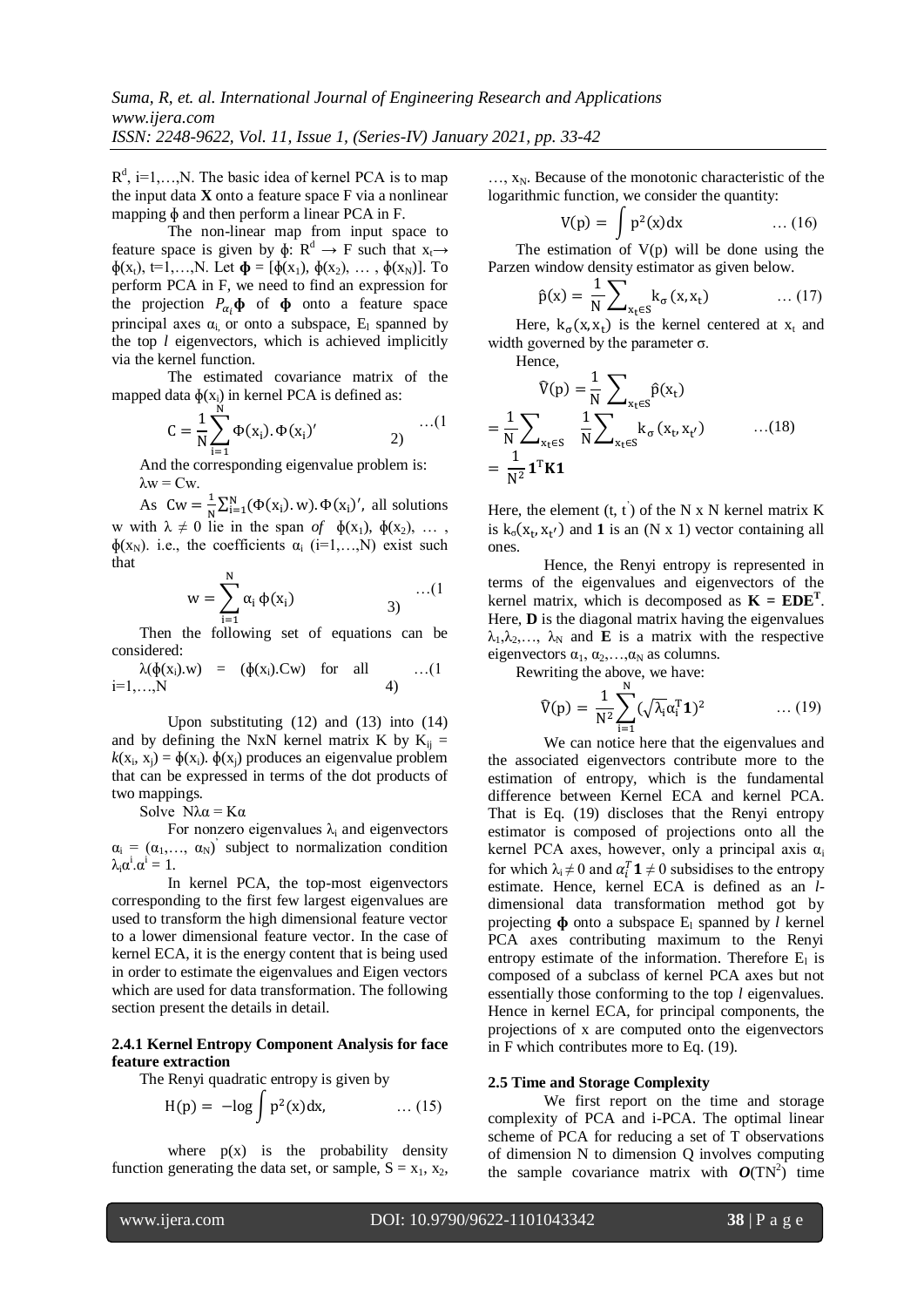$R^d$, i=1,…,N. The basic idea of kernel PCA is to map the input data **X** onto a feature space F via a nonlinear mapping $\phi$ and then perform a linear PCA in F.

The non-linear map from input space to feature space is given by $\phi$: $R^d \rightarrow F$ such that $x_t \rightarrow \phi(x_t)$, t=1,…,N. Let $\boldsymbol{\phi} = [\phi(x_1), \phi(x_2), \dots, \phi(x_N)]$. To perform PCA in F, we need to find an expression for the projection $P_{\alpha_i}\boldsymbol{\phi}$ of $\boldsymbol{\phi}$ onto a feature space principal axes $\alpha_i$, or onto a subspace, $E_l$ spanned by the top *l* eigenvectors, which is achieved implicitly via the kernel function.

The estimated covariance matrix of the mapped data $\phi(x_i)$ in kernel PCA is defined as:

$$C = \frac{1}{N}\sum_{i=1}^{N}\Phi(x_i).\Phi(x_i)' \qquad \dots(12)$$

And the corresponding eigenvalue problem is:
$\lambda w = Cw$.

As $Cw = \frac{1}{N}\sum_{i=1}^{N}(\Phi(x_i).w).\Phi(x_i)'$, all solutions w with $\lambda \neq 0$ lie in the span *of* $\phi(x_1), \phi(x_2), \dots, \phi(x_N)$. i.e., the coefficients $\alpha_i$ (i=1,…,N) exist such that

$$w = \sum_{i=1}^{N}\alpha_i\,\phi(x_i) \qquad \dots(13)$$

Then the following set of equations can be considered:

$$\lambda(\phi(x_i).w) = (\phi(x_i).Cw) \quad \text{for all } i=1,\dots,N \qquad \dots(14)$$

Upon substituting (12) and (13) into (14) and by defining the NxN kernel matrix K by $K_{ij} = k(x_i, x_j) = \phi(x_i).\phi(x_j)$ produces an eigenvalue problem that can be expressed in terms of the dot products of two mappings.

Solve $N\lambda\alpha = K\alpha$

For nonzero eigenvalues $\lambda_i$ and eigenvectors $\alpha_i = (\alpha_1,\dots,\alpha_N)'$ subject to normalization condition $\lambda_i\alpha^i.\alpha^i = 1$.

In kernel PCA, the top-most eigenvectors corresponding to the first few largest eigenvalues are used to transform the high dimensional feature vector to a lower dimensional feature vector. In the case of kernel ECA, it is the energy content that is being used in order to estimate the eigenvalues and Eigen vectors which are used for data transformation. The following section present the details in detail.

#### 2.4.1 Kernel Entropy Component Analysis for face feature extraction

The Renyi quadratic entropy is given by

$$H(p) = -\log\int p^2(x)dx, \qquad \dots(15)$$

where p(x) is the probability density function generating the data set, or sample, $S = x_1, x_2, \dots, x_N$. Because of the monotonic characteristic of the logarithmic function, we consider the quantity:

$$V(p) = \int p^2(x)dx \qquad \dots(16)$$

The estimation of V(p) will be done using the Parzen window density estimator as given below.

$$\hat{p}(x) = \frac{1}{N}\sum_{x_t\in S}k_\sigma(x, x_t) \qquad \dots(17)$$

Here, $k_\sigma(x, x_t)$ is the kernel centered at $x_t$ and width governed by the parameter σ.

Hence,

$$\hat{V}(p) = \frac{1}{N}\sum_{x_t\in S}\hat{p}(x_t) = \frac{1}{N}\sum_{x_t\in S}\frac{1}{N}\sum_{x_t\in S}k_\sigma(x_t, x_{t'}) = \frac{1}{N^2}\mathbf{1}^T\mathbf{K}\mathbf{1} \qquad \dots(18)$$

Here, the element (t, t') of the N x N kernel matrix K is $k_\sigma(x_t, x_{t'})$ and **1** is an (N x 1) vector containing all ones.

Hence, the Renyi entropy is represented in terms of the eigenvalues and eigenvectors of the kernel matrix, which is decomposed as $\mathbf{K} = \mathbf{E}\mathbf{D}\mathbf{E}^T$. Here, **D** is the diagonal matrix having the eigenvalues $\lambda_1, \lambda_2, \dots, \lambda_N$ and **E** is a matrix with the respective eigenvectors $\alpha_1, \alpha_2, \dots, \alpha_N$ as columns.

Rewriting the above, we have:

$$\hat{V}(p) = \frac{1}{N^2}\sum_{i=1}^{N}(\sqrt{\lambda_i}\alpha_i^T\mathbf{1})^2 \qquad \dots(19)$$

We can notice here that the eigenvalues and the associated eigenvectors contribute more to the estimation of entropy, which is the fundamental difference between Kernel ECA and kernel PCA. That is Eq. (19) discloses that the Renyi entropy estimator is composed of projections onto all the kernel PCA axes, however, only a principal axis $\alpha_i$ for which $\lambda_i \neq 0$ and $\alpha_i^T\mathbf{1} \neq 0$ subsidises to the entropy estimate. Hence, kernel ECA is defined as an *l*-dimensional data transformation method got by projecting $\boldsymbol{\phi}$ onto a subspace $E_l$ spanned by *l* kernel PCA axes contributing maximum to the Renyi entropy estimate of the information. Therefore $E_l$ is composed of a subclass of kernel PCA axes but not essentially those conforming to the top *l* eigenvalues. Hence in kernel ECA, for principal components, the projections of x are computed onto the eigenvectors in F which contributes more to Eq. (19).

### 2.5 Time and Storage Complexity

We first report on the time and storage complexity of PCA and i-PCA. The optimal linear scheme of PCA for reducing a set of T observations of dimension N to dimension Q involves computing the sample covariance matrix with $O(TN^2)$ time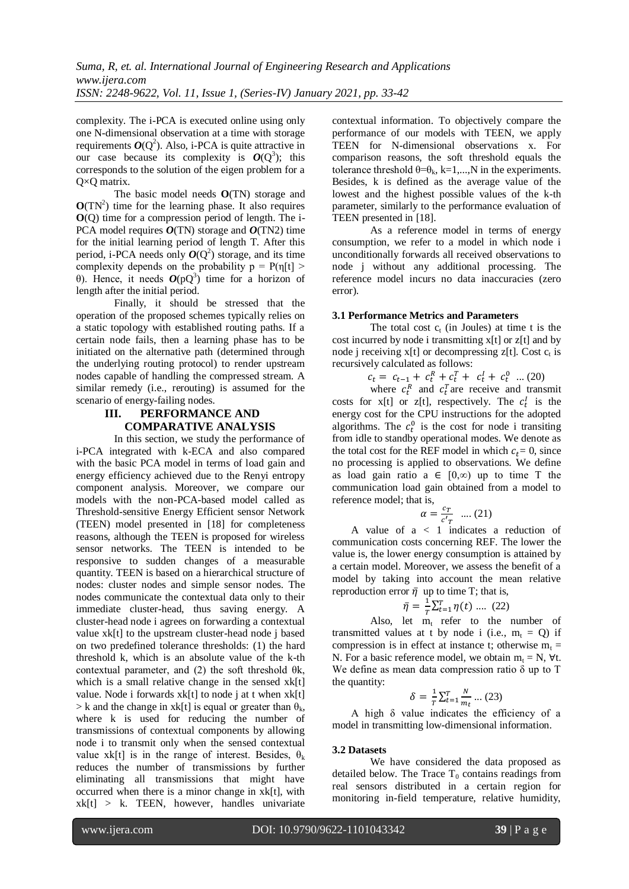complexity. The i-PCA is executed online using only one N-dimensional observation at a time with storage requirements $O(Q^2)$. Also, i-PCA is quite attractive in our case because its complexity is $O(Q^3)$; this corresponds to the solution of the eigen problem for a Q×Q matrix.

The basic model needs **O**(TN) storage and $\mathbf{O}(TN^2)$ time for the learning phase. It also requires **O**(Q) time for a compression period of length. The i-PCA model requires $O$(TN) storage and $O$(TN2) time for the initial learning period of length T. After this period, i-PCA needs only $O(Q^2)$ storage, and its time complexity depends on the probability $p = P(\eta[t] > \theta)$. Hence, it needs $O(pQ^3)$ time for a horizon of length after the initial period.

Finally, it should be stressed that the operation of the proposed schemes typically relies on a static topology with established routing paths. If a certain node fails, then a learning phase has to be initiated on the alternative path (determined through the underlying routing protocol) to render upstream nodes capable of handling the compressed stream. A similar remedy (i.e., rerouting) is assumed for the scenario of energy-failing nodes.

# III. PERFORMANCE AND COMPARATIVE ANALYSIS

In this section, we study the performance of i-PCA integrated with k-ECA and also compared with the basic PCA model in terms of load gain and energy efficiency achieved due to the Renyi entropy component analysis. Moreover, we compare our models with the non-PCA-based model called as Threshold-sensitive Energy Efficient sensor Network (TEEN) model presented in [18] for completeness reasons, although the TEEN is proposed for wireless sensor networks. The TEEN is intended to be responsive to sudden changes of a measurable quantity. TEEN is based on a hierarchical structure of nodes: cluster nodes and simple sensor nodes. The nodes communicate the contextual data only to their immediate cluster-head, thus saving energy. A cluster-head node i agrees on forwarding a contextual value xk[t] to the upstream cluster-head node j based on two predefined tolerance thresholds: (1) the hard threshold k, which is an absolute value of the k-th contextual parameter, and (2) the soft threshold θk, which is a small relative change in the sensed xk[t] value. Node i forwards xk[t] to node j at t when xk[t] > k and the change in xk[t] is equal or greater than $\theta_k$, where k is used for reducing the number of transmissions of contextual components by allowing node i to transmit only when the sensed contextual value xk[t] is in the range of interest. Besides, $\theta_k$ reduces the number of transmissions by further eliminating all transmissions that might have occurred when there is a minor change in xk[t], with xk[t] > k. TEEN, however, handles univariate contextual information. To objectively compare the performance of our models with TEEN, we apply TEEN for N-dimensional observations x. For comparison reasons, the soft threshold equals the tolerance threshold $\theta=\theta_k$, k=1,...,N in the experiments. Besides, k is defined as the average value of the lowest and the highest possible values of the k-th parameter, similarly to the performance evaluation of TEEN presented in [18].

As a reference model in terms of energy consumption, we refer to a model in which node i unconditionally forwards all received observations to node j without any additional processing. The reference model incurs no data inaccuracies (zero error).

## 3.1 Performance Metrics and Parameters

The total cost $c_t$ (in Joules) at time t is the cost incurred by node i transmitting x[t] or z[t] and by node j receiving x[t] or decompressing z[t]. Cost $c_t$ is recursively calculated as follows:

$$c_t = c_{t-1} + c_t^R + c_t^T + c_t^I + c_t^0 \quad ... (20)$$

where $c_t^R$ and $c_t^T$ are receive and transmit costs for x[t] or z[t], respectively. The $c_t^I$ is the energy cost for the CPU instructions for the adopted algorithms. The $c_t^0$ is the cost for node i transiting from idle to standby operational modes. We denote as the total cost for the REF model in which $c_t = 0$, since no processing is applied to observations. We define as load gain ratio a ∈ [0,∞) up to time T the communication load gain obtained from a model to reference model; that is,

$$\alpha = \frac{c_T}{c'_T} \quad .... (21)$$

A value of a < 1 indicates a reduction of communication costs concerning REF. The lower the value is, the lower energy consumption is attained by a certain model. Moreover, we assess the benefit of a model by taking into account the mean relative reproduction error $\bar{\eta}$ up to time T; that is,

$$\bar{\eta} = \frac{1}{T}\sum_{t=1}^{T}\eta(t) \quad .... (22)$$

Also, let $m_t$ refer to the number of transmitted values at t by node i (i.e., $m_t$ = Q) if compression is in effect at instance t; otherwise $m_t$ = N. For a basic reference model, we obtain $m_t = N$, ∀t. We define as mean data compression ratio δ up to T the quantity:

$$\delta = \frac{1}{T}\sum_{t=1}^{T}\frac{N}{m_t} \; ... (23)$$

A high δ value indicates the efficiency of a model in transmitting low-dimensional information.

## 3.2 Datasets

We have considered the data proposed as detailed below. The Trace $T_0$ contains readings from real sensors distributed in a certain region for monitoring in-field temperature, relative humidity,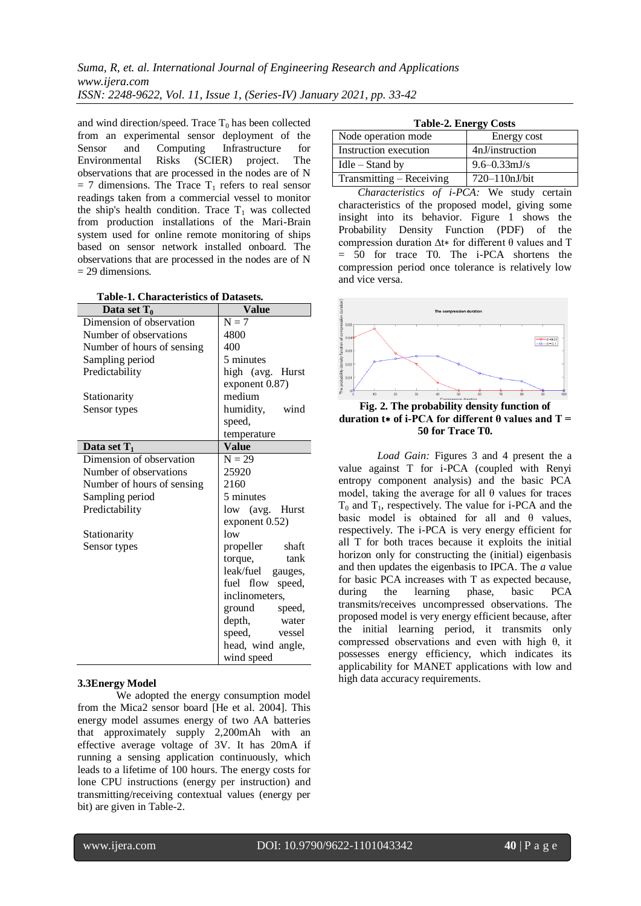and wind direction/speed. Trace $T_0$ has been collected from an experimental sensor deployment of the Sensor and Computing Infrastructure for Environmental Risks (SCIER) project. The observations that are processed in the nodes are of $N = 7$ dimensions. The Trace $T_1$ refers to real sensor readings taken from a commercial vessel to monitor the ship's health condition. Trace $T_1$ was collected from production installations of the Mari-Brain system used for online remote monitoring of ships based on sensor network installed onboard. The observations that are processed in the nodes are of $N = 29$ dimensions.

**Table-1. Characteristics of Datasets.**

| Data set $T_0$ | Value |
|---|---|
| Dimension of observation | N = 7 |
| Number of observations | 4800 |
| Number of hours of sensing | 400 |
| Sampling period | 5 minutes |
| Predictability | high (avg. Hurst exponent 0.87) |
| Stationarity | medium |
| Sensor types | humidity, wind speed, temperature |
| **Data set $T_1$** | **Value** |
| Dimension of observation | N = 29 |
| Number of observations | 25920 |
| Number of hours of sensing | 2160 |
| Sampling period | 5 minutes |
| Predictability | low (avg. Hurst exponent 0.52) |
| Stationarity | low |
| Sensor types | propeller shaft torque, tank leak/fuel gauges, fuel flow speed, inclinometers, ground speed, depth, water speed, vessel head, wind angle, wind speed |

### 3.3Energy Model

We adopted the energy consumption model from the Mica2 sensor board [He et al. 2004]. This energy model assumes energy of two AA batteries that approximately supply 2,200mAh with an effective average voltage of 3V. It has 20mA if running a sensing application continuously, which leads to a lifetime of 100 hours. The energy costs for lone CPU instructions (energy per instruction) and transmitting/receiving contextual values (energy per bit) are given in Table-2.

**Table-2. Energy Costs**

| Node operation mode | Energy cost |
|---|---|
| Instruction execution | 4nJ/instruction |
| Idle – Stand by | 9.6–0.33mJ/s |
| Transmitting – Receiving | 720–110nJ/bit |

*Characteristics of i-PCA:* We study certain characteristics of the proposed model, giving some insight into its behavior. Figure 1 shows the Probability Density Function (PDF) of the compression duration Δt∗ for different θ values and T = 50 for trace T0. The i-PCA shortens the compression period once tolerance is relatively low and vice versa.

**Fig. 2. The probability density function of duration t∗ of i-PCA for different θ values and T = 50 for Trace T0.**

*Load Gain:* Figures 3 and 4 present the a value against T for i-PCA (coupled with Renyi entropy component analysis) and the basic PCA model, taking the average for all θ values for traces $T_0$ and $T_1$, respectively. The value for i-PCA and the basic model is obtained for all and θ values, respectively. The i-PCA is very energy efficient for all T for both traces because it exploits the initial horizon only for constructing the (initial) eigenbasis and then updates the eigenbasis to IPCA. The *a* value for basic PCA increases with T as expected because, during the learning phase, basic PCA transmits/receives uncompressed observations. The proposed model is very energy efficient because, after the initial learning period, it transmits only compressed observations and even with high θ, it possesses energy efficiency, which indicates its applicability for MANET applications with low and high data accuracy requirements.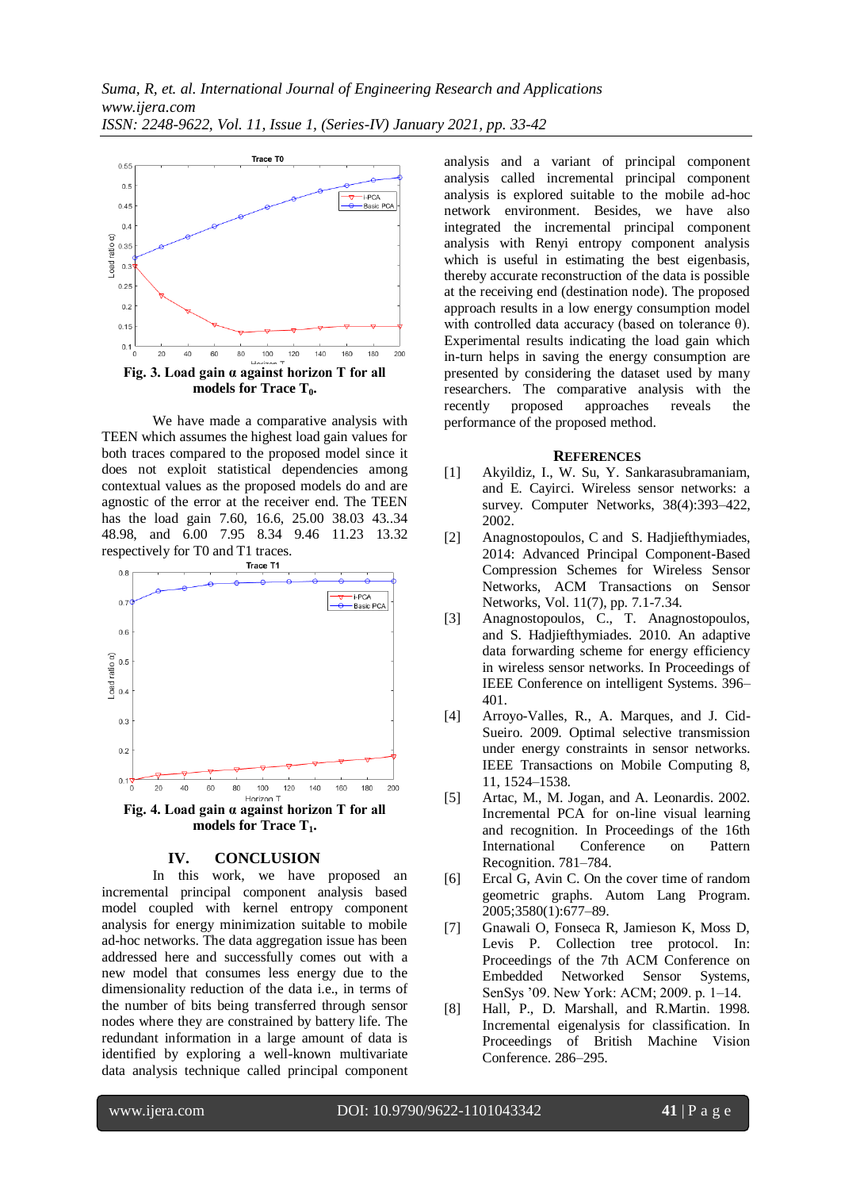Fig. 3. Load gain α against horizon T for all models for Trace $T_0$.

We have made a comparative analysis with TEEN which assumes the highest load gain values for both traces compared to the proposed model since it does not exploit statistical dependencies among contextual values as the proposed models do and are agnostic of the error at the receiver end. The TEEN has the load gain 7.60, 16.6, 25.00 38.03 43..34 48.98, and 6.00 7.95 8.34 9.46 11.23 13.32 respectively for T0 and T1 traces.

Fig. 4. Load gain α against horizon T for all models for Trace $T_1$.

## IV. CONCLUSION

In this work, we have proposed an incremental principal component analysis based model coupled with kernel entropy component analysis for energy minimization suitable to mobile ad-hoc networks. The data aggregation issue has been addressed here and successfully comes out with a new model that consumes less energy due to the dimensionality reduction of the data i.e., in terms of the number of bits being transferred through sensor nodes where they are constrained by battery life. The redundant information in a large amount of data is identified by exploring a well-known multivariate data analysis technique called principal component analysis and a variant of principal component analysis called incremental principal component analysis is explored suitable to the mobile ad-hoc network environment. Besides, we have also integrated the incremental principal component analysis with Renyi entropy component analysis which is useful in estimating the best eigenbasis, thereby accurate reconstruction of the data is possible at the receiving end (destination node). The proposed approach results in a low energy consumption model with controlled data accuracy (based on tolerance θ). Experimental results indicating the load gain which in-turn helps in saving the energy consumption are presented by considering the dataset used by many researchers. The comparative analysis with the recently proposed approaches reveals the performance of the proposed method.

## REFERENCES

[1] Akyildiz, I., W. Su, Y. Sankarasubramaniam, and E. Cayirci. Wireless sensor networks: a survey. Computer Networks, 38(4):393–422, 2002.

[2] Anagnostopoulos, C and S. Hadjiefthymiades, 2014: Advanced Principal Component-Based Compression Schemes for Wireless Sensor Networks, ACM Transactions on Sensor Networks, Vol. 11(7), pp. 7.1-7.34.

[3] Anagnostopoulos, C., T. Anagnostopoulos, and S. Hadjiefthymiades. 2010. An adaptive data forwarding scheme for energy efficiency in wireless sensor networks. In Proceedings of IEEE Conference on intelligent Systems. 396–401.

[4] Arroyo-Valles, R., A. Marques, and J. Cid-Sueiro. 2009. Optimal selective transmission under energy constraints in sensor networks. IEEE Transactions on Mobile Computing 8, 11, 1524–1538.

[5] Artac, M., M. Jogan, and A. Leonardis. 2002. Incremental PCA for on-line visual learning and recognition. In Proceedings of the 16th International Conference on Pattern Recognition. 781–784.

[6] Ercal G, Avin C. On the cover time of random geometric graphs. Autom Lang Program. 2005;3580(1):677–89.

[7] Gnawali O, Fonseca R, Jamieson K, Moss D, Levis P. Collection tree protocol. In: Proceedings of the 7th ACM Conference on Embedded Networked Sensor Systems, SenSys '09. New York: ACM; 2009. p. 1–14.

[8] Hall, P., D. Marshall, and R.Martin. 1998. Incremental eigenalysis for classification. In Proceedings of British Machine Vision Conference. 286–295.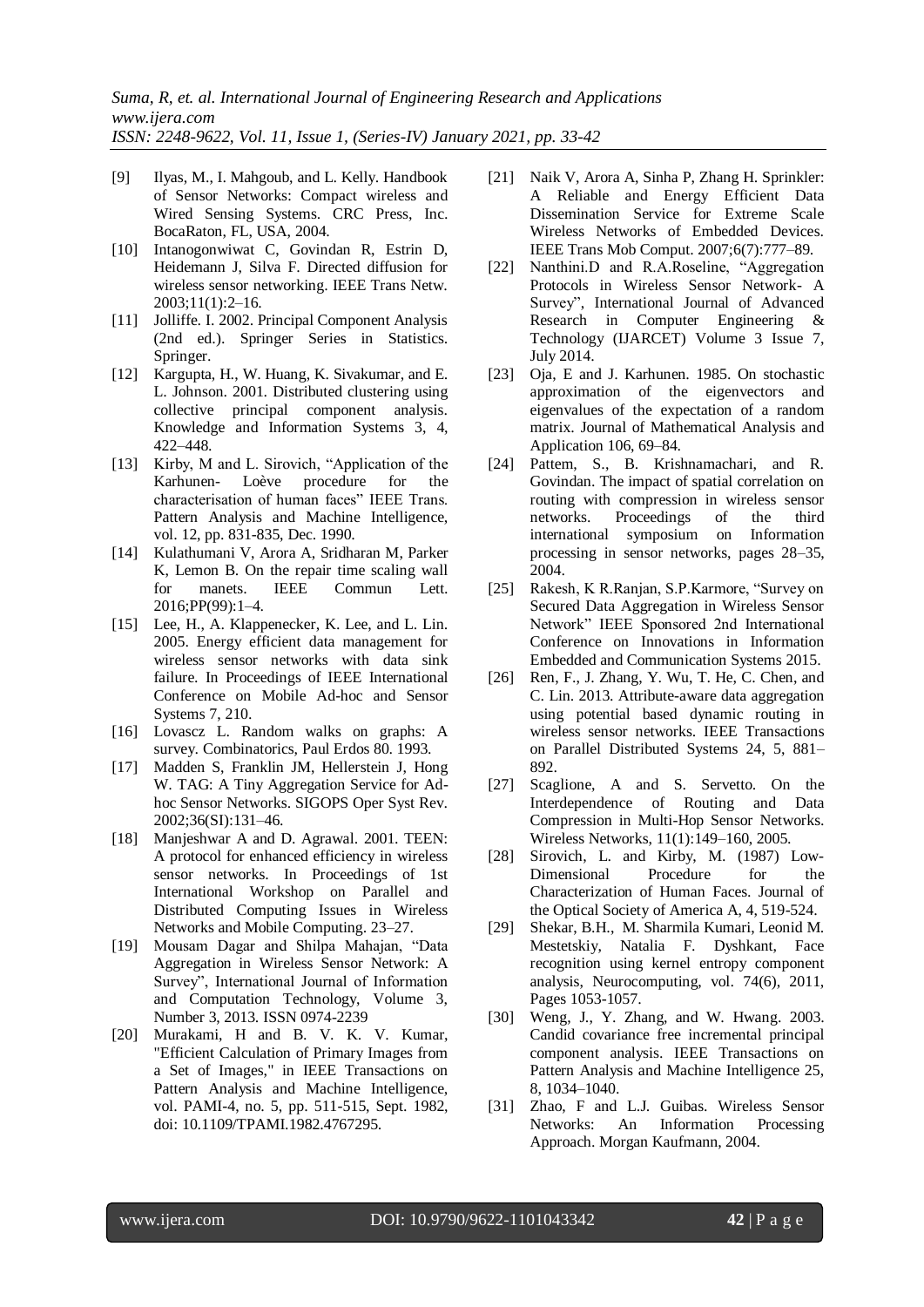[9] Ilyas, M., I. Mahgoub, and L. Kelly. Handbook of Sensor Networks: Compact wireless and Wired Sensing Systems. CRC Press, Inc. BocaRaton, FL, USA, 2004.

[10] Intanogonwiwat C, Govindan R, Estrin D, Heidemann J, Silva F. Directed diffusion for wireless sensor networking. IEEE Trans Netw. 2003;11(1):2–16.

[11] Jolliffe. I. 2002. Principal Component Analysis (2nd ed.). Springer Series in Statistics. Springer.

[12] Kargupta, H., W. Huang, K. Sivakumar, and E. L. Johnson. 2001. Distributed clustering using collective principal component analysis. Knowledge and Information Systems 3, 4, 422–448.

[13] Kirby, M and L. Sirovich, "Application of the Karhunen- Loève procedure for the characterisation of human faces" IEEE Trans. Pattern Analysis and Machine Intelligence, vol. 12, pp. 831-835, Dec. 1990.

[14] Kulathumani V, Arora A, Sridharan M, Parker K, Lemon B. On the repair time scaling wall for manets. IEEE Commun Lett. 2016;PP(99):1–4.

[15] Lee, H., A. Klappenecker, K. Lee, and L. Lin. 2005. Energy efficient data management for wireless sensor networks with data sink failure. In Proceedings of IEEE International Conference on Mobile Ad-hoc and Sensor Systems 7, 210.

[16] Lovascz L. Random walks on graphs: A survey. Combinatorics, Paul Erdos 80. 1993.

[17] Madden S, Franklin JM, Hellerstein J, Hong W. TAG: A Tiny Aggregation Service for Ad-hoc Sensor Networks. SIGOPS Oper Syst Rev. 2002;36(SI):131–46.

[18] Manjeshwar A and D. Agrawal. 2001. TEEN: A protocol for enhanced efficiency in wireless sensor networks. In Proceedings of 1st International Workshop on Parallel and Distributed Computing Issues in Wireless Networks and Mobile Computing. 23–27.

[19] Mousam Dagar and Shilpa Mahajan, "Data Aggregation in Wireless Sensor Network: A Survey", International Journal of Information and Computation Technology, Volume 3, Number 3, 2013. ISSN 0974-2239

[20] Murakami, H and B. V. K. V. Kumar, "Efficient Calculation of Primary Images from a Set of Images," in IEEE Transactions on Pattern Analysis and Machine Intelligence, vol. PAMI-4, no. 5, pp. 511-515, Sept. 1982, doi: 10.1109/TPAMI.1982.4767295.

[21] Naik V, Arora A, Sinha P, Zhang H. Sprinkler: A Reliable and Energy Efficient Data Dissemination Service for Extreme Scale Wireless Networks of Embedded Devices. IEEE Trans Mob Comput. 2007;6(7):777–89.

[22] Nanthini.D and R.A.Roseline, "Aggregation Protocols in Wireless Sensor Network- A Survey", International Journal of Advanced Research in Computer Engineering & Technology (IJARCET) Volume 3 Issue 7, July 2014.

[23] Oja, E and J. Karhunen. 1985. On stochastic approximation of the eigenvectors and eigenvalues of the expectation of a random matrix. Journal of Mathematical Analysis and Application 106, 69–84.

[24] Pattem, S., B. Krishnamachari, and R. Govindan. The impact of spatial correlation on routing with compression in wireless sensor networks. Proceedings of the third international symposium on Information processing in sensor networks, pages 28–35, 2004.

[25] Rakesh, K R.Ranjan, S.P.Karmore, "Survey on Secured Data Aggregation in Wireless Sensor Network" IEEE Sponsored 2nd International Conference on Innovations in Information Embedded and Communication Systems 2015.

[26] Ren, F., J. Zhang, Y. Wu, T. He, C. Chen, and C. Lin. 2013. Attribute-aware data aggregation using potential based dynamic routing in wireless sensor networks. IEEE Transactions on Parallel Distributed Systems 24, 5, 881–892.

[27] Scaglione, A and S. Servetto. On the Interdependence of Routing and Data Compression in Multi-Hop Sensor Networks. Wireless Networks, 11(1):149–160, 2005.

[28] Sirovich, L. and Kirby, M. (1987) Low-Dimensional Procedure for the Characterization of Human Faces. Journal of the Optical Society of America A, 4, 519-524.

[29] Shekar, B.H., M. Sharmila Kumari, Leonid M. Mestetskiy, Natalia F. Dyshkant, Face recognition using kernel entropy component analysis, Neurocomputing, vol. 74(6), 2011, Pages 1053-1057.

[30] Weng, J., Y. Zhang, and W. Hwang. 2003. Candid covariance free incremental principal component analysis. IEEE Transactions on Pattern Analysis and Machine Intelligence 25, 8, 1034–1040.

[31] Zhao, F and L.J. Guibas. Wireless Sensor Networks: An Information Processing Approach. Morgan Kaufmann, 2004.